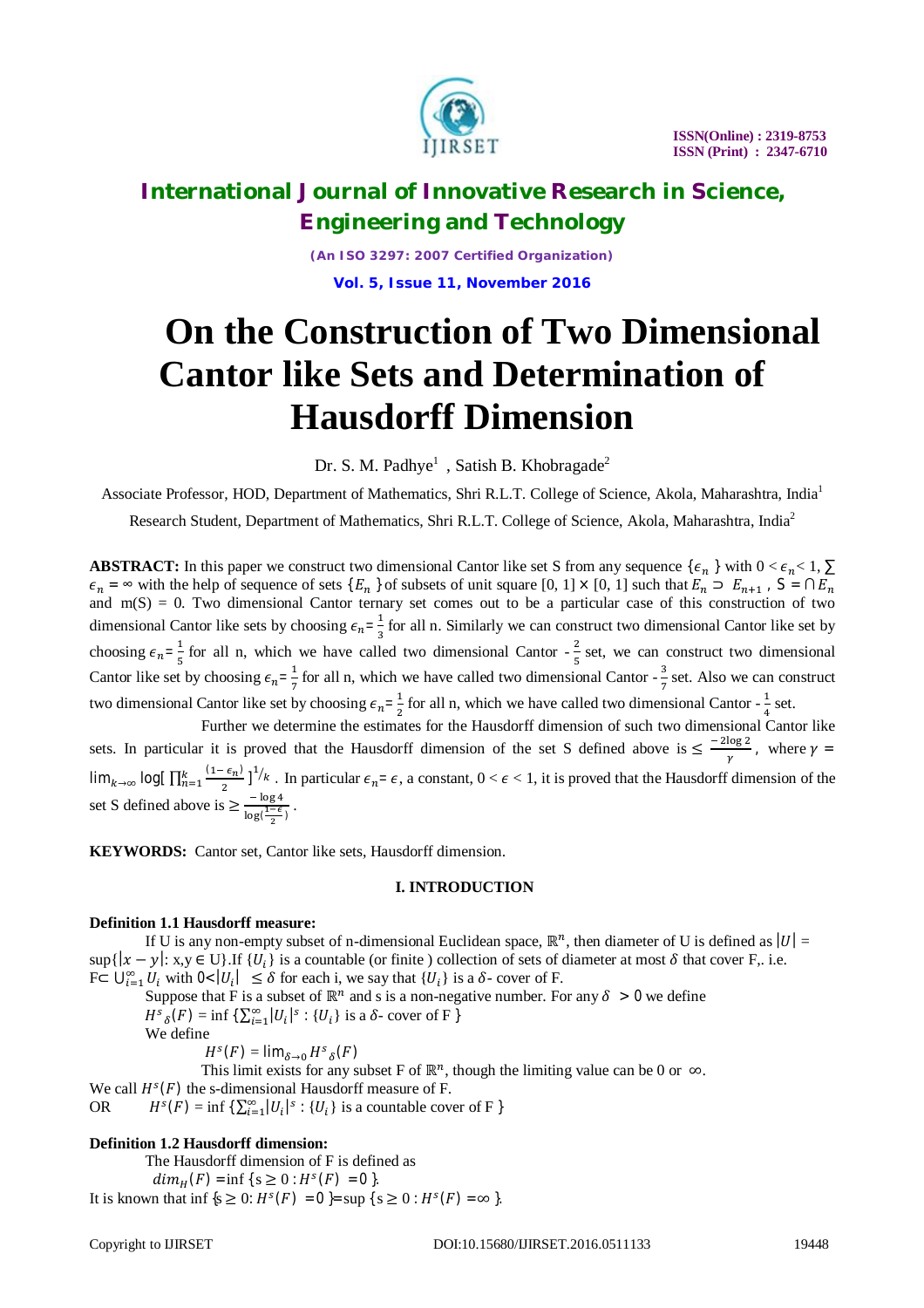# International Journal of Innovative Research in Science, Engineering and Technology

*(An ISO 3297: 2007 Certified Organization)*

# On the Construction of Two Dimensional Cantor like Sets and Determination of Hausdorff Dimension

Dr. S. M. Padhye[1] , Satish B. Khobragade[2]

Associate Professor, HOD, Department of Mathematics, Shri R.L.T. College of Science, Akola, Maharashtra, India[1]

Research Student, Department of Mathematics, Shri R.L.T. College of Science, Akola, Maharashtra, India[2]

**ABSTRACT:** In this paper we construct two dimensional Cantor like set S from any sequence $\{\epsilon_n\}$ with $0 < \epsilon_n < 1$, $\sum \epsilon_n = \infty$ with the help of sequence of sets $\{E_n\}$ of subsets of unit square $[0, 1] \times [0, 1]$ such that $E_n \supset E_{n+1}$ , $S = \cap E_n$ and $m(S) = 0$. Two dimensional Cantor ternary set comes out to be a particular case of this construction of two dimensional Cantor like sets by choosing $\epsilon_n = \frac{1}{3}$ for all n. Similarly we can construct two dimensional Cantor like set by choosing $\epsilon_n = \frac{1}{5}$ for all n, which we have called two dimensional Cantor - $\frac{2}{5}$ set, we can construct two dimensional Cantor like set by choosing $\epsilon_n = \frac{1}{7}$ for all n, which we have called two dimensional Cantor - $\frac{3}{7}$ set. Also we can construct two dimensional Cantor like set by choosing $\epsilon_n = \frac{1}{2}$ for all n, which we have called two dimensional Cantor - $\frac{1}{4}$ set.

Further we determine the estimates for the Hausdorff dimension of such two dimensional Cantor like sets. In particular it is proved that the Hausdorff dimension of the set S defined above is $\leq \frac{-2\log 2}{\gamma}$, where $\gamma = \lim_{k\to\infty} \log[\prod_{n=1}^{k} \frac{(1-\epsilon_n)}{2}]^{1/k}$. In particular $\epsilon_n = \epsilon$, a constant, $0 < \epsilon < 1$, it is proved that the Hausdorff dimension of the set S defined above is $\geq \frac{-\log 4}{\log(\frac{1-\epsilon}{2})}$.

**KEYWORDS:** Cantor set, Cantor like sets, Hausdorff dimension.

## I. INTRODUCTION

**Definition 1.1 Hausdorff measure:**

If U is any non-empty subset of n-dimensional Euclidean space, $\mathbb{R}^n$, then diameter of U is defined as $|U| = \sup\{|x - y|: x,y \in U\}$.If $\{U_i\}$ is a countable (or finite ) collection of sets of diameter at most $\delta$ that cover F,. i.e. $F \subset \bigcup_{i=1}^{\infty} U_i$ with $0 < |U_i| \leq \delta$ for each i, we say that $\{U_i\}$ is a $\delta$- cover of F.

Suppose that F is a subset of $\mathbb{R}^n$ and s is a non-negative number. For any $\delta > 0$ we define

$H^s{}_\delta(F) = \inf \{\sum_{i=1}^{\infty} |U_i|^s : \{U_i\}$ is a $\delta$- cover of F $\}$

We define

$H^s(F) = \lim_{\delta\to 0} H^s{}_\delta(F)$

This limit exists for any subset F of $\mathbb{R}^n$, though the limiting value can be 0 or $\infty$.

We call $H^s(F)$ the s-dimensional Hausdorff measure of F.

OR $H^s(F) = \inf \{\sum_{i=1}^{\infty} |U_i|^s : \{U_i\}$ is a countable cover of F $\}$

**Definition 1.2 Hausdorff dimension:**

The Hausdorff dimension of F is defined as

$dim_H(F) = \inf \{s \geq 0 : H^s(F) = 0\}$.

It is known that $\inf \{s \geq 0: H^s(F) = 0\} = \sup \{s \geq 0 : H^s(F) = \infty\}$.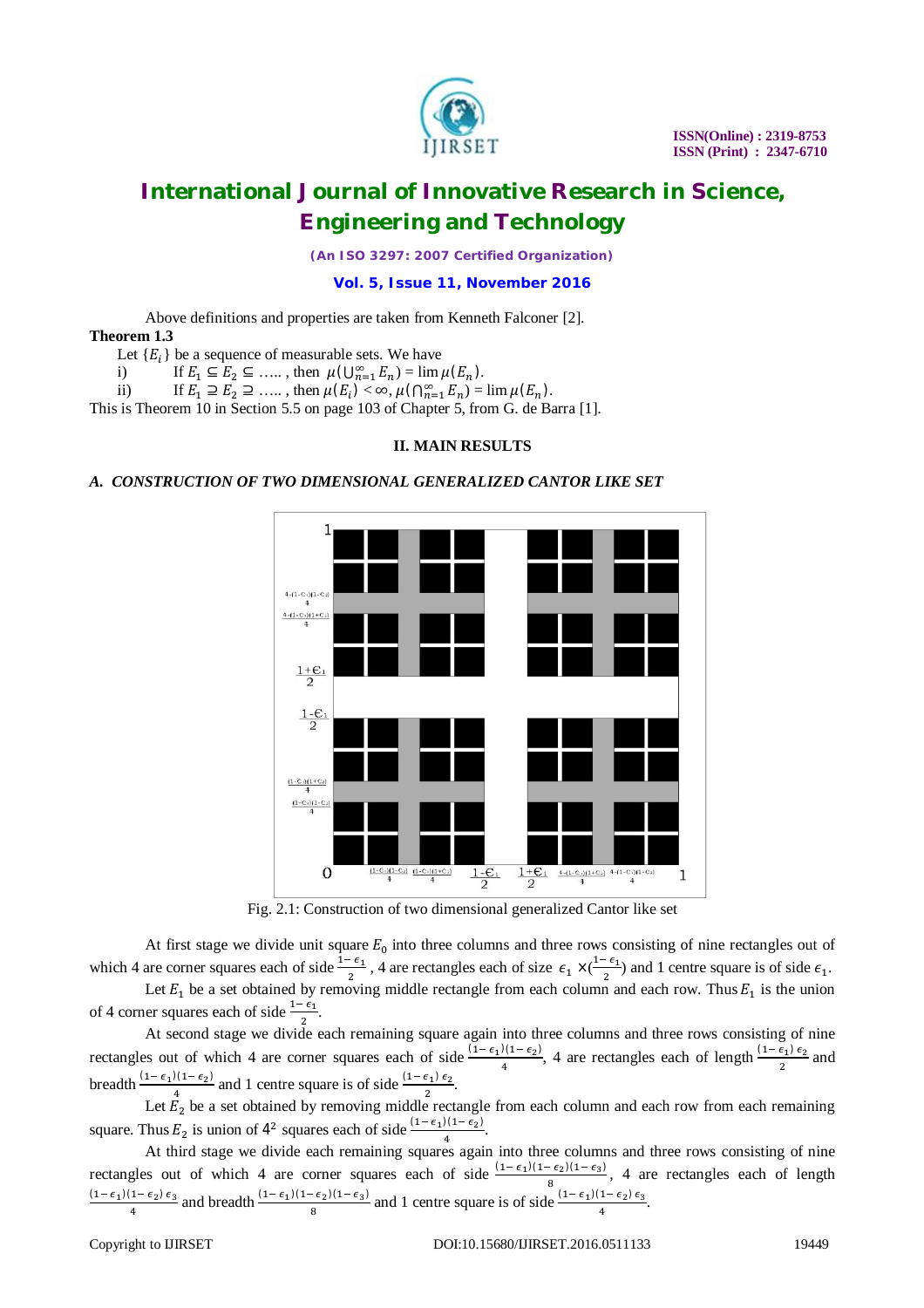Above definitions and properties are taken from Kenneth Falconer [2].

**Theorem 1.3**

Let $\{E_i\}$ be a sequence of measurable sets. We have

i) If $E_1 \subseteq E_2 \subseteq \ldots$ , then $\mu(\bigcup_{n=1}^{\infty} E_n) = \lim \mu(E_n)$.

ii) If $E_1 \supseteq E_2 \supseteq \ldots$ , then $\mu(E_i) < \infty$, $\mu(\bigcap_{n=1}^{\infty} E_n) = \lim \mu(E_n)$.

This is Theorem 10 in Section 5.5 on page 103 of Chapter 5, from G. de Barra [1].

## II. MAIN RESULTS

### *A. CONSTRUCTION OF TWO DIMENSIONAL GENERALIZED CANTOR LIKE SET*

Fig. 2.1: Construction of two dimensional generalized Cantor like set

At first stage we divide unit square $E_0$ into three columns and three rows consisting of nine rectangles out of which 4 are corner squares each of side $\frac{1-\epsilon_1}{2}$ , 4 are rectangles each of size $\epsilon_1 \times (\frac{1-\epsilon_1}{2})$ and 1 centre square is of side $\epsilon_1$.

Let $E_1$ be a set obtained by removing middle rectangle from each column and each row. Thus $E_1$ is the union of 4 corner squares each of side $\frac{1-\epsilon_1}{2}$.

At second stage we divide each remaining square again into three columns and three rows consisting of nine rectangles out of which 4 are corner squares each of side $\frac{(1-\epsilon_1)(1-\epsilon_2)}{4}$, 4 are rectangles each of length $\frac{(1-\epsilon_1)\,\epsilon_2}{2}$ and breadth $\frac{(1-\epsilon_1)(1-\epsilon_2)}{4}$ and 1 centre square is of side $\frac{(1-\epsilon_1)\,\epsilon_2}{2}$.

Let $E_2$ be a set obtained by removing middle rectangle from each column and each row from each remaining square. Thus $E_2$ is union of $4^2$ squares each of side $\frac{(1-\epsilon_1)(1-\epsilon_2)}{4}$.

At third stage we divide each remaining squares again into three columns and three rows consisting of nine rectangles out of which 4 are corner squares each of side $\frac{(1-\epsilon_1)(1-\epsilon_2)(1-\epsilon_3)}{8}$, 4 are rectangles each of length $\frac{(1-\epsilon_1)(1-\epsilon_2)\,\epsilon_3}{4}$ and breadth $\frac{(1-\epsilon_1)(1-\epsilon_2)(1-\epsilon_3)}{8}$ and 1 centre square is of side $\frac{(1-\epsilon_1)(1-\epsilon_2)\,\epsilon_3}{4}$.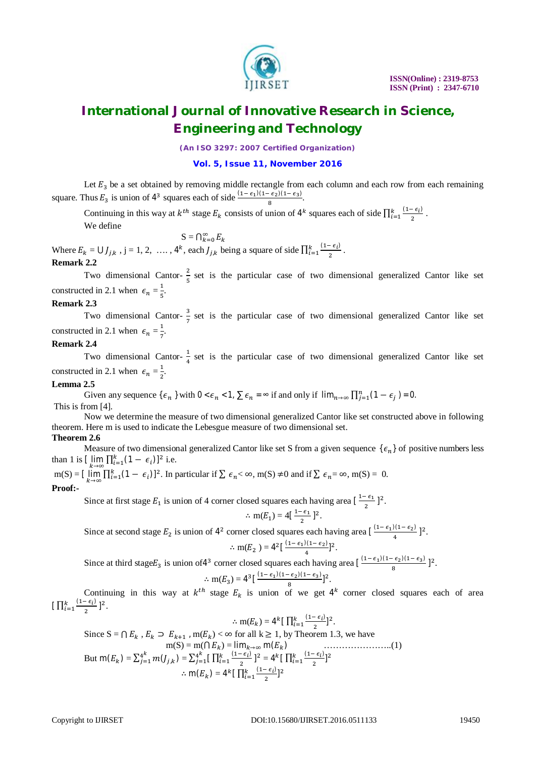Let $E_3$ be a set obtained by removing middle rectangle from each column and each row from each remaining square. Thus $E_3$ is union of $4^3$ squares each of side $\frac{(1-\epsilon_1)(1-\epsilon_2)(1-\epsilon_3)}{8}$.

Continuing in this way at $k^{th}$ stage $E_k$ consists of union of $4^k$ squares each of side $\prod_{i=1}^{k}\frac{(1-\epsilon_i)}{2}$.

We define

$$S = \bigcap_{k=0}^{\infty} E_k$$

Where $E_k = \bigcup J_{j,k}$ , j = 1, 2, …. , $4^k$, each $J_{j,k}$ being a square of side $\prod_{i=1}^{k}\frac{(1-\epsilon_i)}{2}$.

**Remark 2.2**

Two dimensional Cantor- $\frac{2}{5}$ set is the particular case of two dimensional generalized Cantor like set constructed in 2.1 when $\epsilon_n = \frac{1}{5}$.

**Remark 2.3**

Two dimensional Cantor- $\frac{3}{7}$ set is the particular case of two dimensional generalized Cantor like set constructed in 2.1 when $\epsilon_n = \frac{1}{7}$.

**Remark 2.4**

Two dimensional Cantor- $\frac{1}{4}$ set is the particular case of two dimensional generalized Cantor like set constructed in 2.1 when $\epsilon_n = \frac{1}{2}$.

**Lemma 2.5**

Given any sequence $\{\epsilon_n\}$ with $0 < \epsilon_n < 1$, $\sum \epsilon_n = \infty$ if and only if $\lim_{n\to\infty}\prod_{j=1}^{n}(1-\epsilon_j) = 0$.

This is from [4].

Now we determine the measure of two dimensional generalized Cantor like set constructed above in following theorem. Here m is used to indicate the Lebesgue measure of two dimensional set.

**Theorem 2.6**

Measure of two dimensional generalized Cantor like set S from a given sequence $\{\epsilon_n\}$ of positive numbers less than 1 is $[\lim_{k\to\infty}\prod_{i=1}^{k}(1-\epsilon_i)]^2$ i.e.

m(S) = $[\lim_{k\to\infty}\prod_{i=1}^{k}(1-\epsilon_i)]^2$. In particular if $\sum \epsilon_n < \infty$, m(S) $\neq 0$ and if $\sum \epsilon_n = \infty$, m(S) = 0.

**Proof:-**

Since at first stage $E_1$ is union of 4 corner closed squares each having area $[\frac{1-\epsilon_1}{2}]^2$.

$$\therefore m(E_1) = 4[\frac{1-\epsilon_1}{2}]^2.$$

Since at second stage $E_2$ is union of $4^2$ corner closed squares each having area $[\frac{(1-\epsilon_1)(1-\epsilon_2)}{4}]^2$.

$$\therefore m(E_2) = 4^2[\frac{(1-\epsilon_1)(1-\epsilon_2)}{4}]^2.$$

Since at third stage $E_3$ is union of $4^3$ corner closed squares each having area $[\frac{(1-\epsilon_1)(1-\epsilon_2)(1-\epsilon_3)}{8}]^2$.

$$\therefore m(E_3) = 4^3[\frac{(1-\epsilon_1)(1-\epsilon_2)(1-\epsilon_3)}{8}]^2.$$

Continuing in this way at $k^{th}$ stage $E_k$ is union of we get $4^k$ corner closed squares each of area $[\prod_{i=1}^{k}\frac{(1-\epsilon_i)}{2}]^2$.

$$\therefore m(E_k) = 4^k[\prod_{i=1}^{k}\frac{(1-\epsilon_i)}{2}]^2.$$

Since S = $\bigcap E_k$ , $E_k \supset E_{k+1}$ , m($E_k$) < ∞ for all k ≥ 1, by Theorem 1.3, we have

$$m(S) = m(\bigcap E_k) = \lim_{k\to\infty} m(E_k) \qquad \ldots\ldots\ldots\ldots\ldots\ldots..(1)$$

But $m(E_k) = \sum_{j=1}^{4^k} m(J_{j,k}) = \sum_{j=1}^{4^k}[\prod_{i=1}^{k}\frac{(1-\epsilon_i)}{2}]^2 = 4^k[\prod_{i=1}^{k}\frac{(1-\epsilon_i)}{2}]^2$

$$\therefore m(E_k) = 4^k[\prod_{i=1}^{k}\frac{(1-\epsilon_i)}{2}]^2$$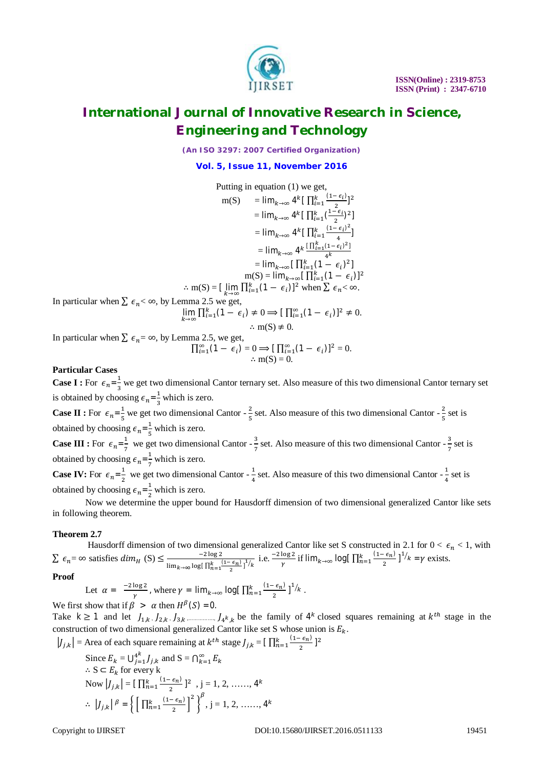Putting in equation (1) we get,

$$
\begin{aligned}
m(S) &= \lim_{k\to\infty} 4^k [\ \prod_{i=1}^{k} \frac{(1-\epsilon_i)}{2}]^2 \\
&= \lim_{k\to\infty} 4^k [\ \prod_{i=1}^{k} (\frac{1-\epsilon_i}{2})^2] \\
&= \lim_{k\to\infty} 4^k [\ \prod_{i=1}^{k} \frac{(1-\epsilon_i)^2}{4}] \\
&= \lim_{k\to\infty} 4^k \frac{[\prod_{i=1}^{k}(1-\epsilon_i)^2]}{4^k} \\
&= \lim_{k\to\infty} [\ \prod_{i=1}^{k} (1-\ \epsilon_i)^2] \\
m(S) &= \lim_{k\to\infty} [\ \prod_{i=1}^{k} (1-\ \epsilon_i)]^2
\end{aligned}
$$

$$\therefore m(S) = [\ \lim_{k\to\infty} \prod_{i=1}^{k} (1-\ \epsilon_i)]^2 \text{ when } \sum \epsilon_n < \infty.$$

In particular when $\sum \epsilon_n < \infty$, by Lemma 2.5 we get,

$$\lim_{k\to\infty} \prod_{i=1}^{k} (1-\ \epsilon_i) \neq 0 \Longrightarrow [\ \prod_{i=1}^{\infty} (1-\ \epsilon_i)]^2 \neq 0.$$

$$\therefore m(S) \neq 0.$$

In particular when $\sum \epsilon_n = \infty$, by Lemma 2.5, we get,

$$\prod_{i=1}^{\infty} (1-\ \epsilon_i) = 0 \Longrightarrow [\ \prod_{i=1}^{\infty} (1-\ \epsilon_i)]^2 = 0.$$

$$\therefore m(S) = 0.$$

**Particular Cases**

**Case I :** For $\epsilon_n = \frac{1}{3}$ we get two dimensional Cantor ternary set. Also measure of this two dimensional Cantor ternary set is obtained by choosing $\epsilon_n = \frac{1}{3}$ which is zero.

**Case II :** For $\epsilon_n = \frac{1}{5}$ we get two dimensional Cantor - $\frac{2}{5}$ set. Also measure of this two dimensional Cantor - $\frac{2}{5}$ set is obtained by choosing $\epsilon_n = \frac{1}{5}$ which is zero.

**Case III :** For $\epsilon_n = \frac{1}{7}$ we get two dimensional Cantor - $\frac{3}{7}$ set. Also measure of this two dimensional Cantor - $\frac{3}{7}$ set is obtained by choosing $\epsilon_n = \frac{1}{7}$ which is zero.

**Case IV:** For $\epsilon_n = \frac{1}{2}$ we get two dimensional Cantor - $\frac{1}{4}$ set. Also measure of this two dimensional Cantor - $\frac{1}{4}$ set is obtained by choosing $\epsilon_n = \frac{1}{2}$ which is zero.

Now we determine the upper bound for Hausdorff dimension of two dimensional generalized Cantor like sets in following theorem.

**Theorem 2.7**

Hausdorff dimension of two dimensional generalized Cantor like set S constructed in 2.1 for $0 < \epsilon_n < 1$, with $\sum \epsilon_n = \infty$ satisfies $dim_H$ (S) $\leq \frac{-2\log 2}{\lim_{k\to\infty} \log[\ \prod_{n=1}^{k} \frac{(1-\epsilon_n)}{2}\ ]^{1/k}}$ i.e. $\frac{-2\log 2}{\gamma}$ if $\lim_{k\to\infty} \log[\ \prod_{n=1}^{k} \frac{(1-\epsilon_n)}{2}\ ]^{1/k} = \gamma$ exists.

**Proof**

Let $\alpha = \frac{-2\log 2}{\gamma}$, where $\gamma = \lim_{k\to\infty} \log[\ \prod_{n=1}^{k} \frac{(1-\epsilon_n)}{2}\ ]^{1/k}$.

We first show that if $\beta > \alpha$ then $H^{\beta}(S) = 0$.

Take $k \geq 1$ and let $J_{1,k}, J_{2,k}, J_{3,k}, \ldots\ldots, J_{4^k,k}$ be the family of $4^k$ closed squares remaining at $k^{th}$ stage in the construction of two dimensional generalized Cantor like set S whose union is $E_k$.

$|J_{j,k}|$ = Area of each square remaining at $k^{th}$ stage $J_{j,k} = [\ \prod_{n=1}^{k} \frac{(1-\epsilon_n)}{2}\ ]^2$

Since $E_k = \bigcup_{j=1}^{4^k} J_{j,k}$ and $S = \bigcap_{k=1}^{\infty} E_k$

$\therefore S \subset E_k$ for every k

Now $|J_{j,k}| = [\ \prod_{n=1}^{k} \frac{(1-\epsilon_n)}{2}\ ]^2$ , j = 1, 2, ……, $4^k$

$\therefore |J_{j,k}|^{\beta} = \left\{ \left[ \prod_{n=1}^{k} \frac{(1-\epsilon_n)}{2} \right]^2 \right\}^{\beta}$, j = 1, 2, ……, $4^k$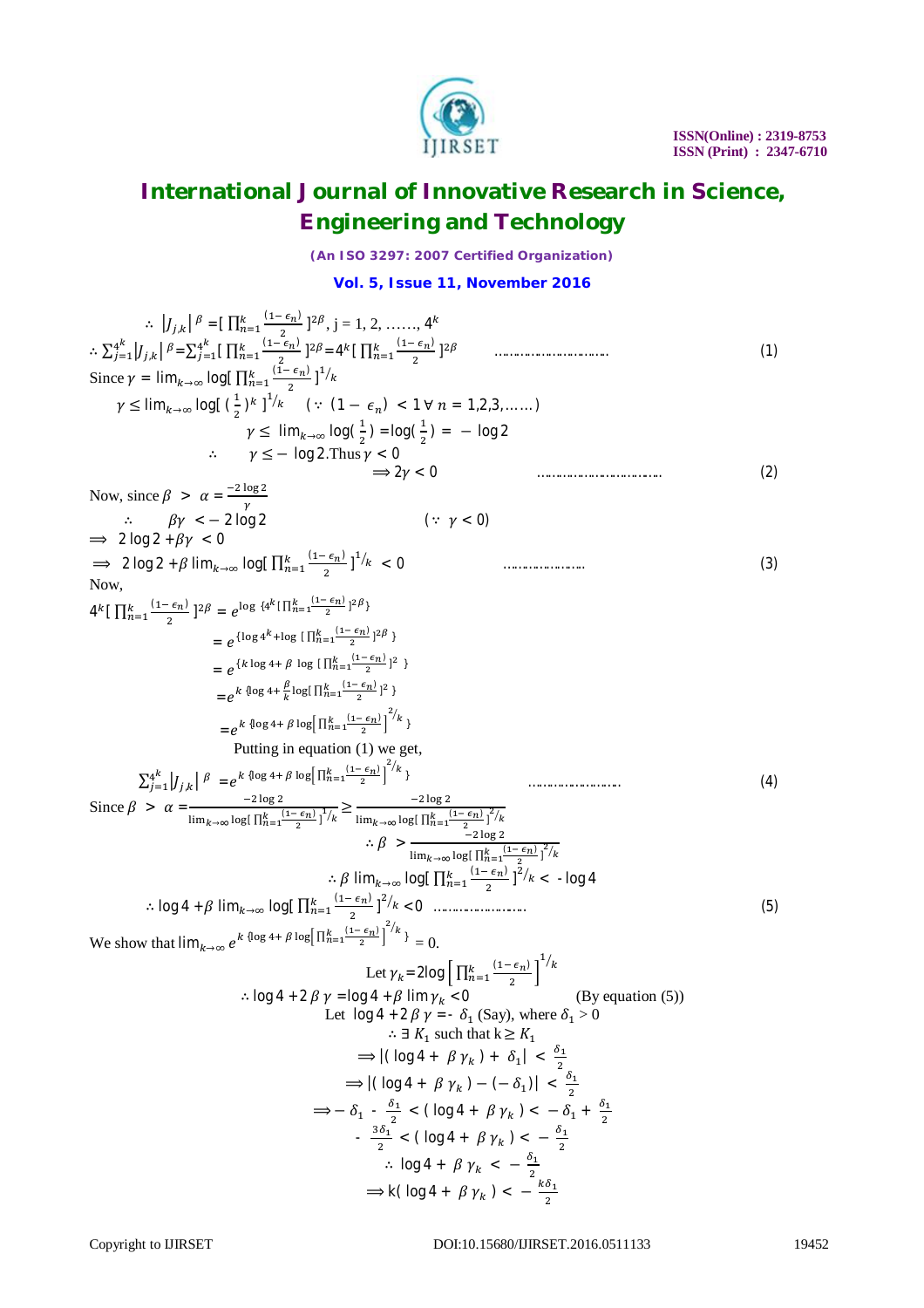$$\therefore \ |J_{j,k}|^{\beta} = [\prod_{n=1}^{k} \frac{(1-\epsilon_n)}{2}]^{2\beta}, \ j = 1, 2, \ldots\ldots, 4^k$$

$$\therefore \sum_{j=1}^{4^k} |J_{j,k}|^{\beta} = \sum_{j=1}^{4^k} [\prod_{n=1}^{k} \frac{(1-\epsilon_n)}{2}]^{2\beta} = 4^k [\prod_{n=1}^{k} \frac{(1-\epsilon_n)}{2}]^{2\beta} \qquad \ldots\ldots\ldots\ldots\ldots\ldots\ldots\ldots \qquad (1)$$

Since $\gamma = \lim_{k\to\infty} \log[\prod_{n=1}^{k} \frac{(1-\epsilon_n)}{2}]^{1/k}$

$$\gamma \le \lim_{k\to\infty} \log[(\tfrac{1}{2})^k]^{1/k} \qquad (\because (1-\epsilon_n) < 1 \ \forall \ n = 1,2,3,\ldots\ldots)$$

$$\gamma \le \lim_{k\to\infty} \log(\tfrac{1}{2}) = \log(\tfrac{1}{2}) = -\log 2$$

$$\therefore \quad \gamma \le -\log 2. \text{ Thus } \gamma < 0$$

$$\Rightarrow 2\gamma < 0 \qquad \ldots\ldots\ldots\ldots\ldots\ldots\ldots\ldots\ldots \qquad (2)$$

Now, since $\beta > \alpha = \frac{-2\log 2}{\gamma}$

$$\therefore \quad \beta\gamma < -2\log 2 \qquad (\because \ \gamma < 0)$$

$$\Rightarrow \ 2\log 2 + \beta\gamma < 0$$

$$\Rightarrow \ 2\log 2 + \beta \lim_{k\to\infty} \log[\prod_{n=1}^{k} \frac{(1-\epsilon_n)}{2}]^{1/k} < 0 \qquad \ldots\ldots\ldots\ldots\ldots \qquad (3)$$

Now,

$$4^k [\prod_{n=1}^{k} \frac{(1-\epsilon_n)}{2}]^{2\beta} = e^{\log \{4^k [\prod_{n=1}^{k} \frac{(1-\epsilon_n)}{2}]^{2\beta}\}}$$

$$= e^{\{\log 4^k + \log [\prod_{n=1}^{k} \frac{(1-\epsilon_n)}{2}]^{2\beta}\}}$$

$$= e^{\{k\log 4 + \beta \log [\prod_{n=1}^{k} \frac{(1-\epsilon_n)}{2}]^{2}\}}$$

$$= e^{k\{\log 4 + \frac{\beta}{k} \log [\prod_{n=1}^{k} \frac{(1-\epsilon_n)}{2}]^{2}\}}$$

$$= e^{k\{\log 4 + \beta \log [\prod_{n=1}^{k} \frac{(1-\epsilon_n)}{2}]^{2/k}\}}$$

Putting in equation (1) we get,

$$\sum_{j=1}^{4^k} |J_{j,k}|^{\beta} = e^{k\{\log 4 + \beta \log [\prod_{n=1}^{k} \frac{(1-\epsilon_n)}{2}]^{2/k}\}} \qquad \ldots\ldots\ldots\ldots\ldots\ldots \qquad (4)$$

Since $\beta > \alpha = \frac{-2\log 2}{\lim_{k\to\infty} \log[\prod_{n=1}^{k} \frac{(1-\epsilon_n)}{2}]^{1/k}} \ge \frac{-2\log 2}{\lim_{k\to\infty} \log[\prod_{n=1}^{k} \frac{(1-\epsilon_n)}{2}]^{2/k}}$

$$\therefore \beta > \frac{-2\log 2}{\lim_{k\to\infty} \log[\prod_{n=1}^{k} \frac{(1-\epsilon_n)}{2}]^{2/k}}$$

$$\therefore \beta \lim_{k\to\infty} \log[\prod_{n=1}^{k} \frac{(1-\epsilon_n)}{2}]^{2/k} < -\log 4$$

$$\therefore \log 4 + \beta \lim_{k\to\infty} \log[\prod_{n=1}^{k} \frac{(1-\epsilon_n)}{2}]^{2/k} < 0 \quad \ldots\ldots\ldots\ldots\ldots\ldots \qquad (5)$$

We show that $\lim_{k\to\infty} e^{k\{\log 4 + \beta \log [\prod_{n=1}^{k} \frac{(1-\epsilon_n)}{2}]^{2/k}\}} = 0.$

Let $\gamma_k = 2\log\left[\prod_{n=1}^{k} \frac{(1-\epsilon_n)}{2}\right]^{1/k}$

$\therefore \log 4 + 2\beta\gamma = \log 4 + \beta \lim \gamma_k < 0$ (By equation (5))

Let $\log 4 + 2\beta\gamma = -\delta_1$ (Say), where $\delta_1 > 0$

$\therefore \exists \ K_1$ such that $k \ge K_1$

$$\Rightarrow |(\log 4 + \beta\gamma_k) + \delta_1| < \frac{\delta_1}{2}$$

$$\Rightarrow |(\log 4 + \beta\gamma_k) - (-\delta_1)| < \frac{\delta_1}{2}$$

$$\Rightarrow -\delta_1 - \frac{\delta_1}{2} < (\log 4 + \beta\gamma_k) < -\delta_1 + \frac{\delta_1}{2}$$

$$-\frac{3\delta_1}{2} < (\log 4 + \beta\gamma_k) < -\frac{\delta_1}{2}$$

$$\therefore \log 4 + \beta\gamma_k < -\frac{\delta_1}{2}$$

$$\Rightarrow k(\log 4 + \beta\gamma_k) < -\frac{k\delta_1}{2}$$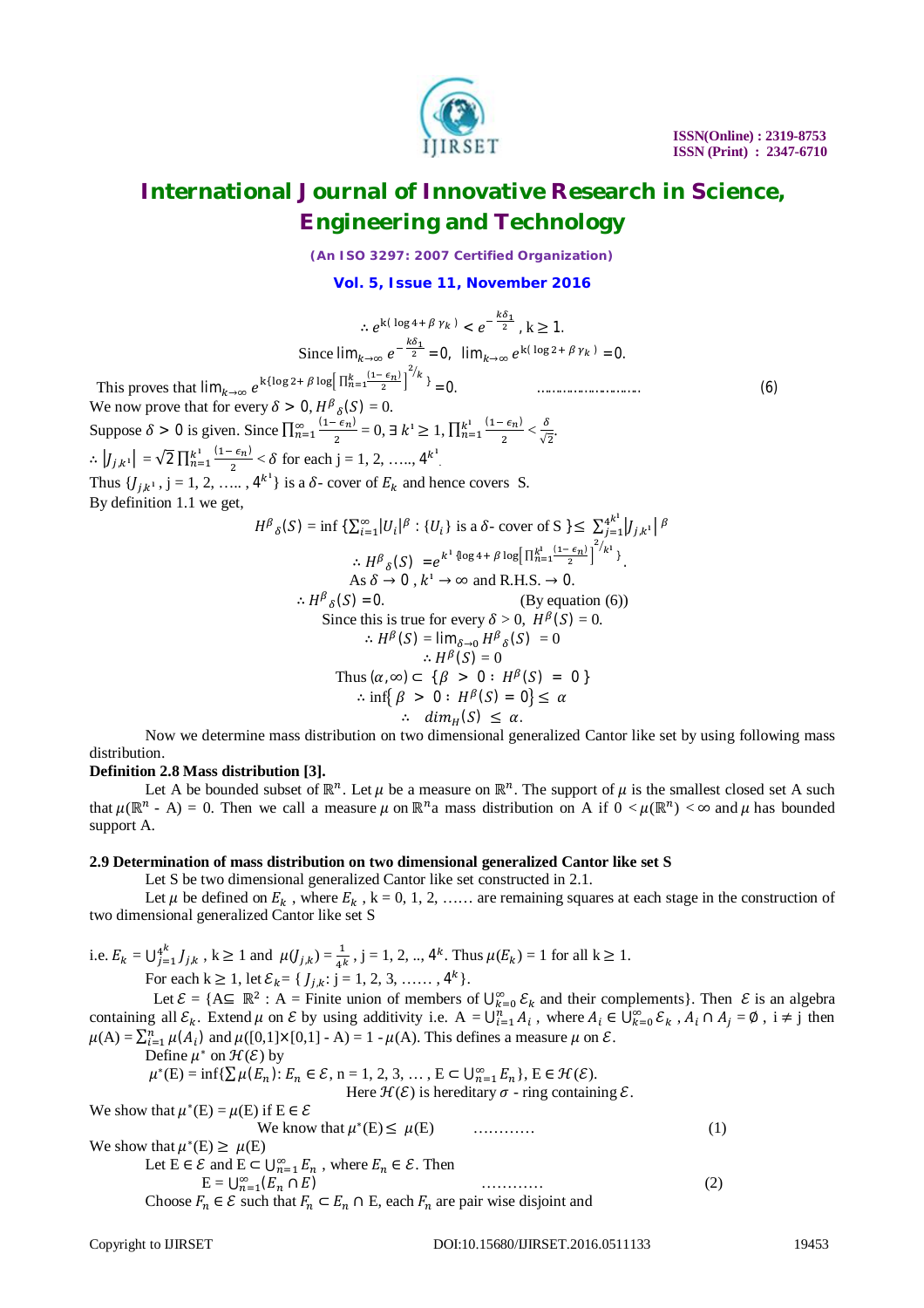$$\therefore e^{k(\log 4+\beta\gamma_k)} < e^{-\frac{k\delta_1}{2}},\ k \geq 1.$$

$$\text{Since } \lim_{k\to\infty} e^{-\frac{k\delta_1}{2}} = 0,\ \ \lim_{k\to\infty} e^{k(\log 2+\beta\gamma_k)} = 0.$$

This proves that $\lim_{k\to\infty} e^{k\{\log 2+\beta \log\left[\prod_{n=1}^{k}\frac{(1-\epsilon_n)}{2}\right]^{2/k}\}} = 0.$ ………………………… (6)

We now prove that for every $\delta > 0$, $H^{\beta}{}_{\delta}(S) = 0$.

Suppose $\delta > 0$ is given. Since $\prod_{n=1}^{\infty}\frac{(1-\epsilon_n)}{2} = 0$, $\exists\, k^1 \geq 1$, $\prod_{n=1}^{k^1}\frac{(1-\epsilon_n)}{2} < \frac{\delta}{\sqrt{2}}$.

$\therefore \left|J_{j,k^1}\right| = \sqrt{2}\prod_{n=1}^{k^1}\frac{(1-\epsilon_n)}{2} < \delta$ for each j = 1, 2, ….., $4^{k^1}$.

Thus $\{J_{j,k^1}$, j = 1, 2, ….. , $4^{k^1}\}$ is a $\delta$- cover of $E_k$ and hence covers S.

By definition 1.1 we get,

$$H^{\beta}{}_{\delta}(S) = \inf\left\{\sum_{i=1}^{\infty}|U_i|^{\beta} : \{U_i\} \text{ is a } \delta\text{- cover of S}\right\} \leq \sum_{j=1}^{4^{k^1}}\left|J_{j,k^1}\right|^{\beta}$$

$$\therefore H^{\beta}{}_{\delta}(S) = e^{k^1\{\log 4+\beta\log\left[\prod_{n=1}^{k^1}\frac{(1-\epsilon_n)}{2}\right]^{2/k^1}\}}.$$

As $\delta \to 0$, $k^1 \to \infty$ and R.H.S. $\to 0$.

$$\therefore H^{\beta}{}_{\delta}(S) = 0. \qquad \text{(By equation (6))}$$

Since this is true for every $\delta > 0$, $H^{\beta}(S) = 0$.

$$\therefore H^{\beta}(S) = \lim_{\delta\to 0} H^{\beta}{}_{\delta}(S) = 0$$

$$\therefore H^{\beta}(S) = 0$$

$$\text{Thus } (\alpha,\infty) \subset \{\beta > 0 : H^{\beta}(S) = 0\}$$

$$\therefore \inf\{\beta > 0 : H^{\beta}(S) = 0\} \leq \alpha$$

$$\therefore \ dim_H(S) \leq \alpha.$$

Now we determine mass distribution on two dimensional generalized Cantor like set by using following mass distribution.

**Definition 2.8 Mass distribution [3].**

Let A be bounded subset of $\mathbb{R}^n$. Let $\mu$ be a measure on $\mathbb{R}^n$. The support of $\mu$ is the smallest closed set A such that $\mu(\mathbb{R}^n$ - A) = 0. Then we call a measure $\mu$ on $\mathbb{R}^n$a mass distribution on A if $0 < \mu(\mathbb{R}^n) < \infty$ and $\mu$ has bounded support A.

**2.9 Determination of mass distribution on two dimensional generalized Cantor like set S**

Let S be two dimensional generalized Cantor like set constructed in 2.1.

Let $\mu$ be defined on $E_k$ , where $E_k$ , k = 0, 1, 2, …… are remaining squares at each stage in the construction of two dimensional generalized Cantor like set S

i.e. $E_k = \bigcup_{j=1}^{4^k} J_{j,k}$ , $k \geq 1$ and $\mu(J_{j,k}) = \frac{1}{4^k}$ , j = 1, 2, .., $4^k$. Thus $\mu(E_k) = 1$ for all $k \geq 1$.

For each $k \geq 1$, let $\mathcal{E}_k = \{J_{j,k}$: j = 1, 2, 3, …… , $4^k\}$.

Let $\mathcal{E} = \{A \subseteq \mathbb{R}^2$ : A = Finite union of members of $\bigcup_{k=0}^{\infty}\mathcal{E}_k$ and their complements}. Then $\mathcal{E}$ is an algebra containing all $\mathcal{E}_k$. Extend $\mu$ on $\mathcal{E}$ by using additivity i.e. A $= \bigcup_{i=1}^{n} A_i$ , where $A_i \in \bigcup_{k=0}^{\infty}\mathcal{E}_k$ , $A_i \cap A_j = \emptyset$ , $i \neq j$ then $\mu(A) = \sum_{i=1}^{n}\mu(A_i)$ and $\mu([0,1]\times[0,1] - A) = 1 - \mu(A)$. This defines a measure $\mu$ on $\mathcal{E}$.

Define $\mu^*$ on $\mathcal{H}(\mathcal{E})$ by

$\mu^*(E) = \inf\{\sum\mu(E_n): E_n \in \mathcal{E}$, n = 1, 2, 3, … , $E \subset \bigcup_{n=1}^{\infty}E_n\}$, $E \in \mathcal{H}(\mathcal{E})$.

Here $\mathcal{H}(\mathcal{E})$ is hereditary $\sigma$ - ring containing $\mathcal{E}$.

We show that $\mu^*(E) = \mu(E)$ if $E \in \mathcal{E}$

We know that $\mu^*(E) \leq \mu(E)$ ………… (1)

We show that $\mu^*(E) \geq \mu(E)$

Let $E \in \mathcal{E}$ and $E \subset \bigcup_{n=1}^{\infty}E_n$ , where $E_n \in \mathcal{E}$. Then

$E = \bigcup_{n=1}^{\infty}(E_n \cap E)$ ………… (2)

Choose $F_n \in \mathcal{E}$ such that $F_n \subset E_n \cap$ E, each $F_n$ are pair wise disjoint and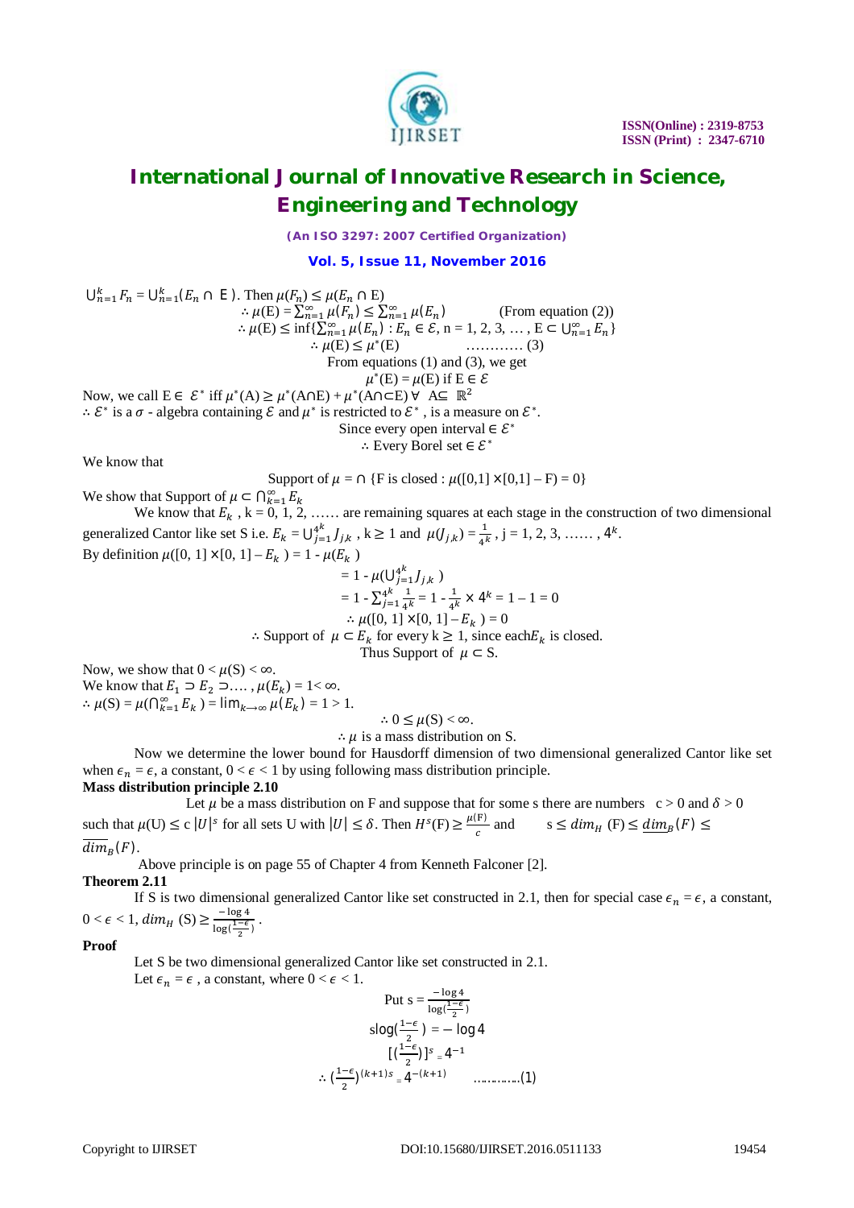$\bigcup_{n=1}^{k} F_n = \bigcup_{n=1}^{k} (E_n \cap E)$. Then $\mu(F_n) \leq \mu(E_n \cap E)$

$$\therefore \mu(E) = \sum_{n=1}^{\infty} \mu(F_n) \leq \sum_{n=1}^{\infty} \mu(E_n) \qquad \text{(From equation (2))}$$

$$\therefore \mu(E) \leq \inf\{\sum_{n=1}^{\infty} \mu(E_n) : E_n \in \mathcal{E}, n = 1, 2, 3, \ldots, E \subset \bigcup_{n=1}^{\infty} E_n\}$$

$$\therefore \mu(E) \leq \mu^*(E) \qquad \ldots\ldots\ldots\ldots (3)$$

From equations (1) and (3), we get

$$\mu^*(E) = \mu(E) \text{ if } E \in \mathcal{E}$$

Now, we call $E \in \mathcal{E}^*$ iff $\mu^*(A) \geq \mu^*(A \cap E) + \mu^*(A \cap \subset E) \ \forall \ A \subseteq \mathbb{R}^2$

$\therefore \mathcal{E}^*$ is a $\sigma$ - algebra containing $\mathcal{E}$ and $\mu^*$ is restricted to $\mathcal{E}^*$, is a measure on $\mathcal{E}^*$.

Since every open interval $\in \mathcal{E}^*$

$\therefore$ Every Borel set $\in \mathcal{E}^*$

We know that

$$\text{Support of } \mu = \cap \{F \text{ is closed} : \mu([0,1] \times [0,1] - F) = 0\}$$

We show that Support of $\mu \subset \bigcap_{k=1}^{\infty} E_k$

We know that $E_k$ , k = 0, 1, 2, …… are remaining squares at each stage in the construction of two dimensional generalized Cantor like set S i.e. $E_k = \bigcup_{j=1}^{4^k} J_{j,k}$ , $k \geq 1$ and $\mu(J_{j,k}) = \frac{1}{4^k}$ , j = 1, 2, 3, …… , $4^k$.

By definition $\mu([0, 1] \times [0, 1] - E_k) = 1 - \mu(E_k)$

$$= 1 - \mu(\bigcup_{j=1}^{4^k} J_{j,k})$$

$$= 1 - \sum_{j=1}^{4^k} \frac{1}{4^k} = 1 - \frac{1}{4^k} \times 4^k = 1 - 1 = 0$$

$$\therefore \mu([0, 1] \times [0, 1] - E_k) = 0$$

$\therefore$ Support of $\mu \subset E_k$ for every $k \geq 1$, since each $E_k$ is closed.

Thus Support of $\mu \subset S$.

Now, we show that $0 < \mu(S) < \infty$.

We know that $E_1 \supset E_2 \supset \ldots$ , $\mu(E_k) = 1 < \infty$.

$\therefore \mu(S) = \mu(\bigcap_{k=1}^{\infty} E_k) = \lim_{k \to \infty} \mu(E_k) = 1 > 1$.

$$\therefore 0 \leq \mu(S) < \infty.$$

$\therefore \mu$ is a mass distribution on S.

Now we determine the lower bound for Hausdorff dimension of two dimensional generalized Cantor like set when $\epsilon_n = \epsilon$, a constant, $0 < \epsilon < 1$ by using following mass distribution principle.

**Mass distribution principle 2.10**

Let $\mu$ be a mass distribution on F and suppose that for some s there are numbers $c > 0$ and $\delta > 0$ such that $\mu(U) \leq c\,|U|^s$ for all sets U with $|U| \leq \delta$. Then $H^s(F) \geq \frac{\mu(F)}{c}$ and $s \leq \dim_H(F) \leq \underline{\dim}_B(F) \leq \overline{\dim}_B(F)$.

Above principle is on page 55 of Chapter 4 from Kenneth Falconer [2].

**Theorem 2.11**

If S is two dimensional generalized Cantor like set constructed in 2.1, then for special case $\epsilon_n = \epsilon$, a constant, $0 < \epsilon < 1$, $\dim_H(S) \geq \frac{-\log 4}{\log(\frac{1-\epsilon}{2})}$.

**Proof**

Let S be two dimensional generalized Cantor like set constructed in 2.1.

Let $\epsilon_n = \epsilon$ , a constant, where $0 < \epsilon < 1$.

$$\text{Put } s = \frac{-\log 4}{\log(\frac{1-\epsilon}{2})}$$

$$s\log(\tfrac{1-\epsilon}{2}) = -\log 4$$

$$[(\tfrac{1-\epsilon}{2})]^s = 4^{-1}$$

$$\therefore (\tfrac{1-\epsilon}{2})^{(k+1)s} = 4^{-(k+1)} \qquad \ldots\ldots\ldots\ldots(1)$$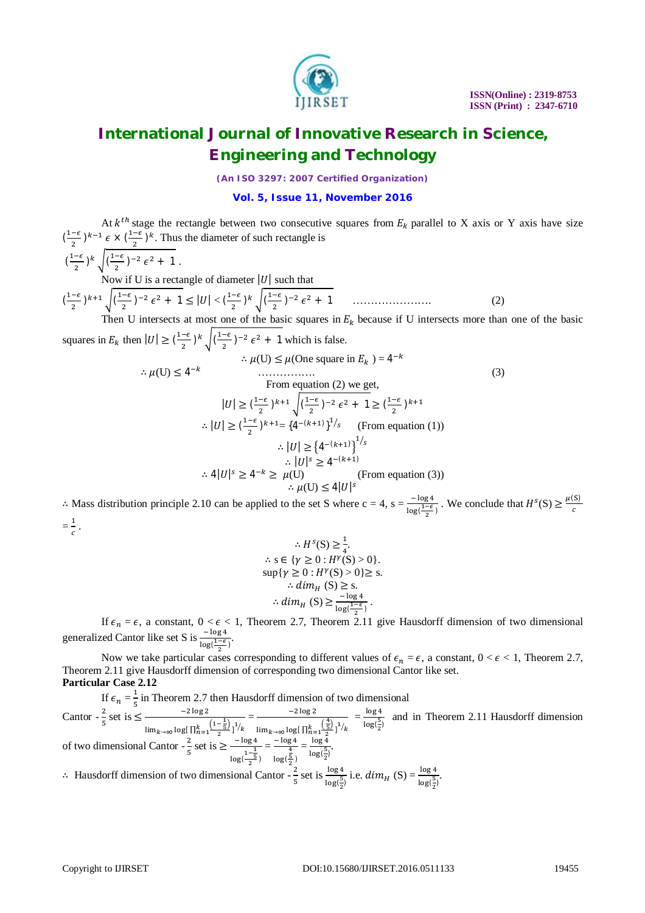At $k^{th}$ stage the rectangle between two consecutive squares from $E_k$ parallel to X axis or Y axis have size $(\frac{1-\epsilon}{2})^{k-1}\epsilon \times (\frac{1-\epsilon}{2})^k$. Thus the diameter of such rectangle is

$(\frac{1-\epsilon}{2})^k\sqrt{(\frac{1-\epsilon}{2})^{-2}\epsilon^2 + 1}$.

Now if U is a rectangle of diameter $|U|$ such that

$$(\frac{1-\epsilon}{2})^{k+1}\sqrt{(\frac{1-\epsilon}{2})^{-2}\epsilon^2 + 1} \le |U| < (\frac{1-\epsilon}{2})^k\sqrt{(\frac{1-\epsilon}{2})^{-2}\epsilon^2 + 1} \quad \ldots\ldots\ldots\ldots\ldots\ldots\ldots \quad (2)$$

Then U intersects at most one of the basic squares in $E_k$ because if U intersects more than one of the basic squares in $E_k$ then $|U| \ge (\frac{1-\epsilon}{2})^k\sqrt{(\frac{1-\epsilon}{2})^{-2}\epsilon^2 + 1}$ which is false.

$$\therefore \mu(\text{U}) \le \mu(\text{One square in } E_k) = 4^{-k}$$

$$\therefore \mu(\text{U}) \le 4^{-k} \quad \ldots\ldots\ldots\ldots\ldots \quad (3)$$

From equation (2) we get,

$$|U| \ge (\frac{1-\epsilon}{2})^{k+1}\sqrt{(\frac{1-\epsilon}{2})^{-2}\epsilon^2 + 1} \ge (\frac{1-\epsilon}{2})^{k+1}$$

$$\therefore |U| \ge (\frac{1-\epsilon}{2})^{k+1} = \{4^{-(k+1)}\}^{1/s} \quad \text{(From equation (1))}$$

$$\therefore |U| \ge \{4^{-(k+1)}\}^{1/s}$$

$$\therefore |U|^s \ge 4^{-(k+1)}$$

$$\therefore 4|U|^s \ge 4^{-k} \ge \mu(\text{U}) \quad \text{(From equation (3))}$$

$$\therefore \mu(\text{U}) \le 4|U|^s$$

$\therefore$ Mass distribution principle 2.10 can be applied to the set S where c = 4, s = $\frac{-\log 4}{\log(\frac{1-\epsilon}{2})}$. We conclude that $H^s(\text{S}) \ge \frac{\mu(\text{S})}{c} = \frac{1}{c}$.

$$\therefore H^s(\text{S}) \ge \frac{1}{4}.$$

$$\therefore \text{s} \in \{\gamma \ge 0 : H^\gamma(\text{S}) > 0\}.$$

$$\sup\{\gamma \ge 0 : H^\gamma(\text{S}) > 0\} \ge \text{s}.$$

$$\therefore dim_H(\text{S}) \ge \text{s}.$$

$$\therefore dim_H(\text{S}) \ge \frac{-\log 4}{\log(\frac{1-\epsilon}{2})}.$$

If $\epsilon_n = \epsilon$, a constant, $0 < \epsilon < 1$, Theorem 2.7, Theorem 2.11 give Hausdorff dimension of two dimensional generalized Cantor like set S is $\frac{-\log 4}{\log(\frac{1-\epsilon}{2})}$.

Now we take particular cases corresponding to different values of $\epsilon_n = \epsilon$, a constant, $0 < \epsilon < 1$, Theorem 2.7, Theorem 2.11 give Hausdorff dimension of corresponding two dimensional Cantor like set.

**Particular Case 2.12**

If $\epsilon_n = \frac{1}{5}$ in Theorem 2.7 then Hausdorff dimension of two dimensional Cantor - $\frac{2}{5}$ set is $\le \frac{-2\log 2}{\lim_{k\to\infty}\log[\prod_{n=1}^{k}\frac{(1-\frac{1}{5})}{2}]^{1/k}} = \frac{-2\log 2}{\lim_{k\to\infty}\log[\prod_{n=1}^{k}\frac{(\frac{4}{5})}{2}]^{1/k}} = \frac{\log 4}{\log(\frac{5}{2})}$ and in Theorem 2.11 Hausdorff dimension of two dimensional Cantor - $\frac{2}{5}$ set is $\ge \frac{-\log 4}{\log(\frac{1-\frac{1}{5}}{2})} = \frac{-\log 4}{\log(\frac{\frac{4}{5}}{2})} = \frac{\log 4}{\log(\frac{5}{2})}$.

$\therefore$ Hausdorff dimension of two dimensional Cantor - $\frac{2}{5}$ set is $\frac{\log 4}{\log(\frac{5}{2})}$ i.e. $dim_H(\text{S}) = \frac{\log 4}{\log(\frac{5}{2})}$.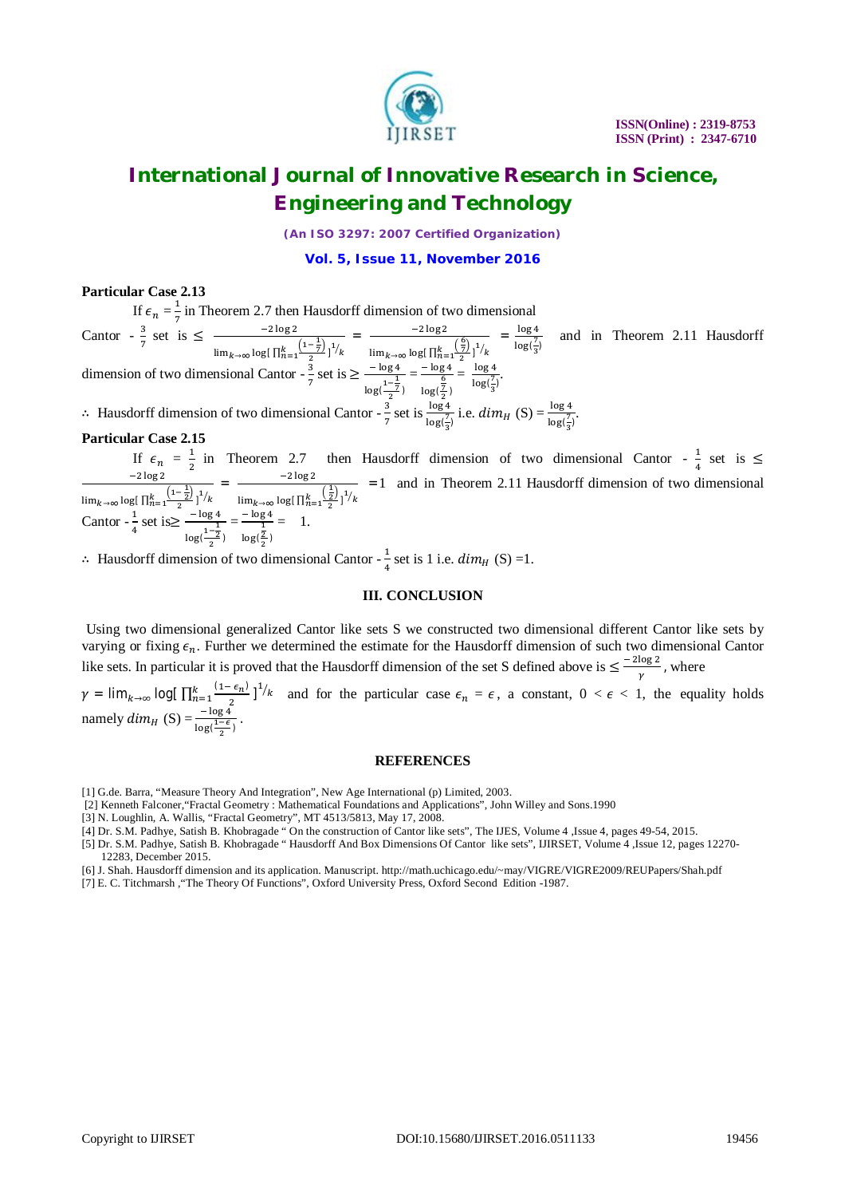**Particular Case 2.13**

If $\epsilon_n = \frac{1}{7}$ in Theorem 2.7 then Hausdorff dimension of two dimensional Cantor - $\frac{3}{7}$ set is $\leq \frac{-2\log 2}{\lim_{k\to\infty} \log[\prod_{n=1}^{k} \frac{(1-\frac{1}{7})}{2}]^{1/k}} = \frac{-2\log 2}{\lim_{k\to\infty} \log[\prod_{n=1}^{k} \frac{(\frac{6}{7})}{2}]^{1/k}} = \frac{\log 4}{\log(\frac{7}{3})}$ and in Theorem 2.11 Hausdorff dimension of two dimensional Cantor - $\frac{3}{7}$ set is $\geq \frac{-\log 4}{\log(\frac{1-\frac{1}{7}}{2})} = \frac{-\log 4}{\log(\frac{\frac{6}{7}}{2})} = \frac{\log 4}{\log(\frac{7}{3})}$.

$\therefore$ Hausdorff dimension of two dimensional Cantor - $\frac{3}{7}$ set is $\frac{\log 4}{\log(\frac{7}{3})}$ i.e. $dim_H$ (S) = $\frac{\log 4}{\log(\frac{7}{3})}$.

**Particular Case 2.15**

If $\epsilon_n = \frac{1}{2}$ in Theorem 2.7 then Hausdorff dimension of two dimensional Cantor - $\frac{1}{4}$ set is $\leq \frac{-2\log 2}{\lim_{k\to\infty} \log[\prod_{n=1}^{k} \frac{(1-\frac{1}{2})}{2}]^{1/k}} = \frac{-2\log 2}{\lim_{k\to\infty} \log[\prod_{n=1}^{k} \frac{(\frac{1}{2})}{2}]^{1/k}} = 1$ and in Theorem 2.11 Hausdorff dimension of two dimensional Cantor - $\frac{1}{4}$ set is $\geq \frac{-\log 4}{\log(\frac{1-\frac{1}{2}}{2})} = \frac{-\log 4}{\log(\frac{\frac{1}{2}}{2})} = 1$.

$\therefore$ Hausdorff dimension of two dimensional Cantor - $\frac{1}{4}$ set is 1 i.e. $dim_H$ (S) =1.

## III. CONCLUSION

Using two dimensional generalized Cantor like sets S we constructed two dimensional different Cantor like sets by varying or fixing $\epsilon_n$. Further we determined the estimate for the Hausdorff dimension of such two dimensional Cantor like sets. In particular it is proved that the Hausdorff dimension of the set S defined above is $\leq \frac{-2\log 2}{\gamma}$, where $\gamma = \lim_{k\to\infty} \log[\prod_{n=1}^{k} \frac{(1-\epsilon_n)}{2}]^{1/k}$ and for the particular case $\epsilon_n = \epsilon$, a constant, $0 < \epsilon < 1$, the equality holds namely $dim_H$ (S) = $\frac{-\log 4}{\log(\frac{1-\epsilon}{2})}$.

## REFERENCES

[1] G.de. Barra, "Measure Theory And Integration", New Age International (p) Limited, 2003.

[2] Kenneth Falconer,"Fractal Geometry : Mathematical Foundations and Applications", John Willey and Sons.1990

[3] N. Loughlin, A. Wallis, "Fractal Geometry", MT 4513/5813, May 17, 2008.

[4] Dr. S.M. Padhye, Satish B. Khobragade " On the construction of Cantor like sets", The IJES, Volume 4 ,Issue 4, pages 49-54, 2015.

[5] Dr. S.M. Padhye, Satish B. Khobragade " Hausdorff And Box Dimensions Of Cantor like sets", IJIRSET, Volume 4 ,Issue 12, pages 12270-12283, December 2015.

[6] J. Shah. Hausdorff dimension and its application. Manuscript. http://math.uchicago.edu/~may/VIGRE/VIGRE2009/REUPapers/Shah.pdf

[7] E. C. Titchmarsh ,"The Theory Of Functions", Oxford University Press, Oxford Second Edition -1987.